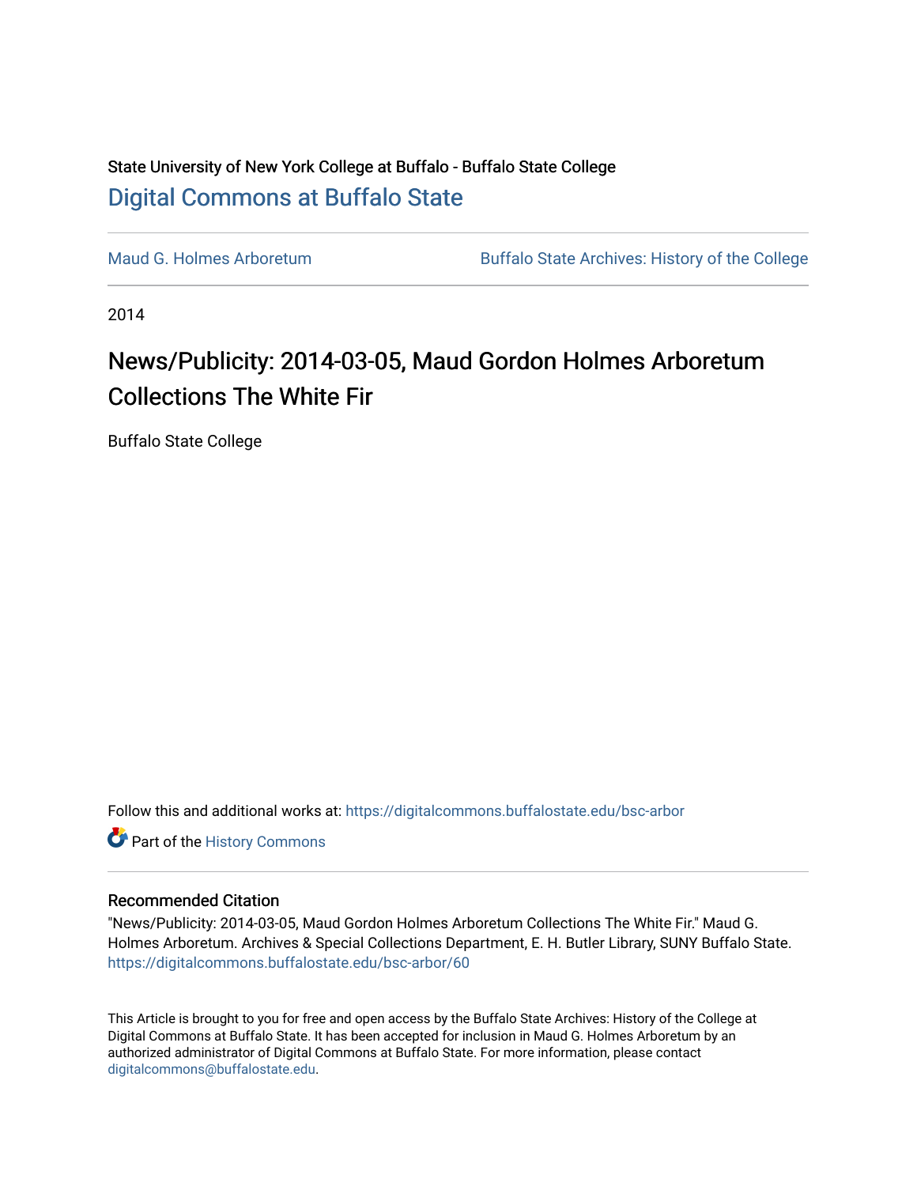State University of New York College at Buffalo - Buffalo State College

## Digital Commons at Buffalo State

Maud G. Holmes Arboretum | Buffalo State Archives: History of the College

2014

# News/Publicity: 2014-03-05, Maud Gordon Holmes Arboretum Collections The White Fir

Buffalo State College

Follow this and additional works at: https://digitalcommons.buffalostate.edu/bsc-arbor

Part of the History Commons

### Recommended Citation

"News/Publicity: 2014-03-05, Maud Gordon Holmes Arboretum Collections The White Fir." Maud G. Holmes Arboretum. Archives & Special Collections Department, E. H. Butler Library, SUNY Buffalo State. https://digitalcommons.buffalostate.edu/bsc-arbor/60

This Article is brought to you for free and open access by the Buffalo State Archives: History of the College at Digital Commons at Buffalo State. It has been accepted for inclusion in Maud G. Holmes Arboretum by an authorized administrator of Digital Commons at Buffalo State. For more information, please contact digitalcommons@buffalostate.edu.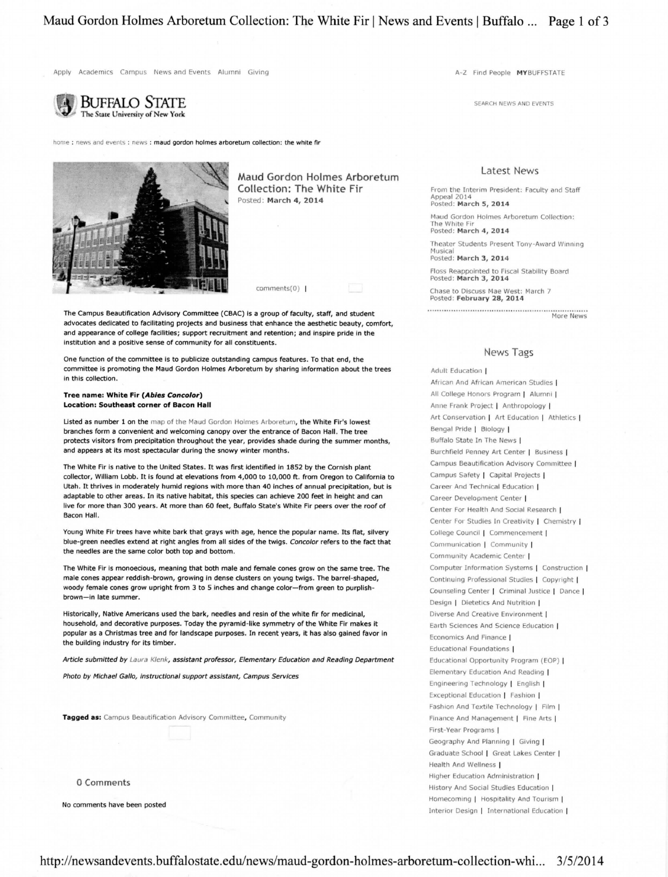Apply Academics Campus News and Events Alumni Giving

A-Z Find People MYBUFFSTATE

BUFFALO STATE
The State University of New York

SEARCH NEWS AND EVENTS

home : news and events : news : maud gordon holmes arboretum collection: the white fir

# Maud Gordon Holmes Arboretum Collection: The White Fir

Posted: **March 4, 2014**

comments(0) |

The Campus Beautification Advisory Committee (CBAC) is a group of faculty, staff, and student advocates dedicated to facilitating projects and business that enhance the aesthetic beauty, comfort, and appearance of college facilities; support recruitment and retention; and inspire pride in the institution and a positive sense of community for all constituents.

One function of the committee is to publicize outstanding campus features. To that end, the committee is promoting the Maud Gordon Holmes Arboretum by sharing information about the trees in this collection.

**Tree name: White Fir (*Abies Concolor*)**
**Location: Southeast corner of Bacon Hall**

Listed as number 1 on the map of the Maud Gordon Holmes Arboretum, the White Fir's lowest branches form a convenient and welcoming canopy over the entrance of Bacon Hall. The tree protects visitors from precipitation throughout the year, provides shade during the summer months, and appears at its most spectacular during the snowy winter months.

The White Fir is native to the United States. It was first identified in 1852 by the Cornish plant collector, William Lobb. It is found at elevations from 4,000 to 10,000 ft. from Oregon to California to Utah. It thrives in moderately humid regions with more than 40 inches of annual precipitation, but is adaptable to other areas. In its native habitat, this species can achieve 200 feet in height and can live for more than 300 years. At more than 60 feet, Buffalo State's White Fir peers over the roof of Bacon Hall.

Young White Fir trees have white bark that grays with age, hence the popular name. Its flat, silvery blue-green needles extend at right angles from all sides of the twigs. *Concolor* refers to the fact that the needles are the same color both top and bottom.

The White Fir is monoecious, meaning that both male and female cones grow on the same tree. The male cones appear reddish-brown, growing in dense clusters on young twigs. The barrel-shaped, woody female cones grow upright from 3 to 5 inches and change color—from green to purplish-brown—in late summer.

Historically, Native Americans used the bark, needles and resin of the white fir for medicinal, household, and decorative purposes. Today the pyramid-like symmetry of the White Fir makes it popular as a Christmas tree and for landscape purposes. In recent years, it has also gained favor in the building industry for its timber.

*Article submitted by Laura Klenk, assistant professor, Elementary Education and Reading Department*

*Photo by Michael Gallo, instructional support assistant, Campus Services*

**Tagged as:** Campus Beautification Advisory Committee, Community

## 0 Comments

No comments have been posted

## Latest News

From the Interim President: Faculty and Staff Appeal 2014
Posted: **March 5, 2014**

Maud Gordon Holmes Arboretum Collection: The White Fir
Posted: **March 4, 2014**

Theater Students Present Tony-Award Winning Musical
Posted: **March 3, 2014**

Floss Reappointed to Fiscal Stability Board
Posted: **March 3, 2014**

Chase to Discuss Mae West: March 7
Posted: **February 28, 2014**

More News

## News Tags

Adult Education | African And African American Studies | All College Honors Program | Alumni | Anne Frank Project | Anthropology | Art Conservation | Art Education | Athletics | Bengal Pride | Biology | Buffalo State In The News | Burchfield Penney Art Center | Business | Campus Beautification Advisory Committee | Campus Safety | Capital Projects | Career And Technical Education | Career Development Center | Center For Health And Social Research | Center For Studies In Creativity | Chemistry | College Council | Commencement | Communication | Community | Community Academic Center | Computer Information Systems | Construction | Continuing Professional Studies | Copyright | Counseling Center | Criminal Justice | Dance | Design | Dietetics And Nutrition | Diverse And Creative Environment | Earth Sciences And Science Education | Economics And Finance | Educational Foundations | Educational Opportunity Program (EOP) | Elementary Education And Reading | Engineering Technology | English | Exceptional Education | Fashion | Fashion And Textile Technology | Film | Finance And Management | Fine Arts | First-Year Programs | Geography And Planning | Giving | Graduate School | Great Lakes Center | Health And Wellness | Higher Education Administration | History And Social Studies Education | Homecoming | Hospitality And Tourism | Interior Design | International Education |